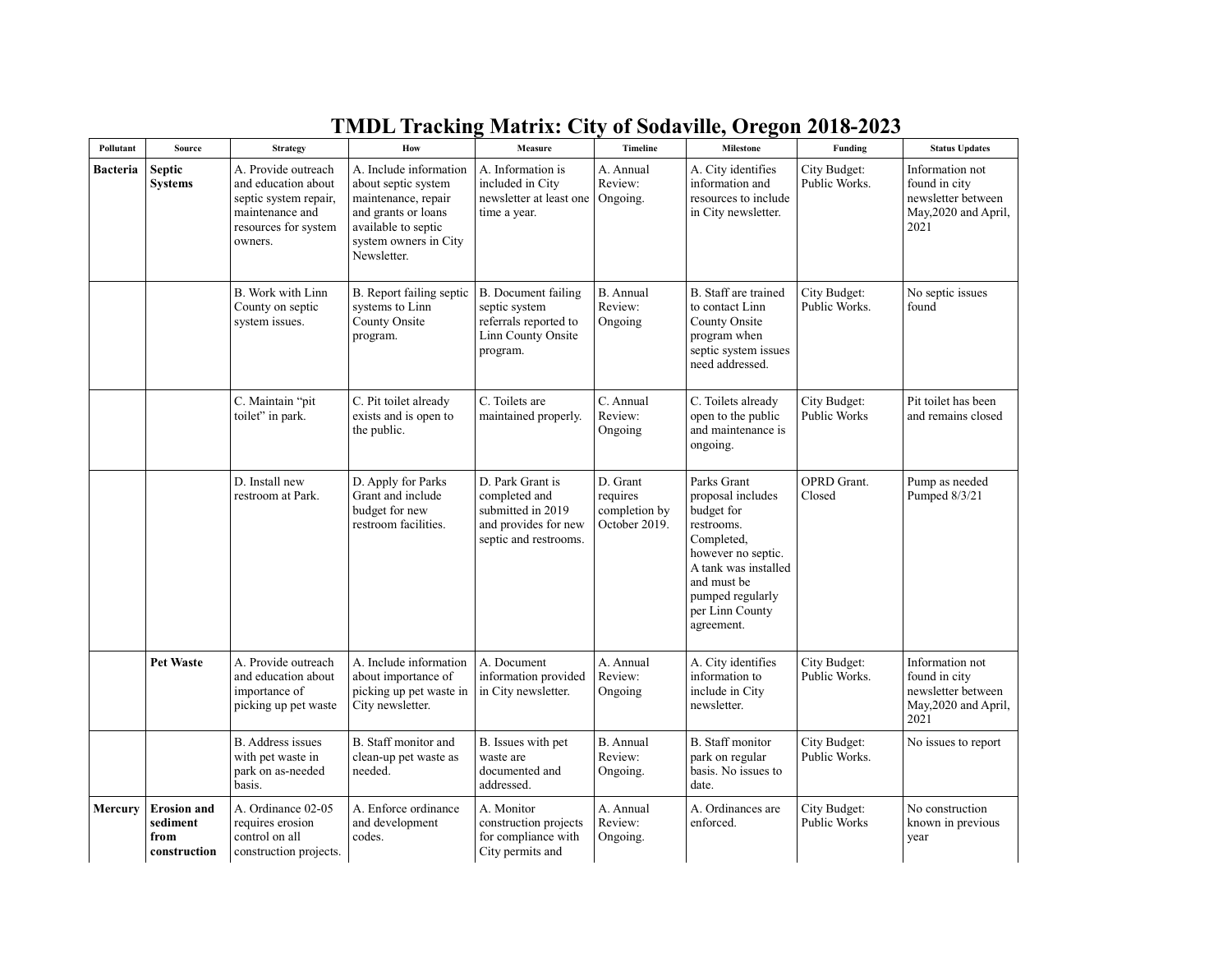# TMDL Tracking Matrix: City of Sodaville, Oregon 2018-2023

| Pollutant | Source | Strategy | How | Measure | Timeline | Milestone | Funding | Status Updates |
|---|---|---|---|---|---|---|---|---|
| **Bacteria** | **Septic Systems** | A. Provide outreach and education about septic system repair, maintenance and resources for system owners. | A. Include information about septic system maintenance, repair and grants or loans available to septic system owners in City Newsletter. | A. Information is included in City newsletter at least one time a year. | A. Annual Review: Ongoing. | A. City identifies information and resources to include in City newsletter. | City Budget: Public Works. | Information not found in city newsletter between May,2020 and April, 2021 |
| | | B. Work with Linn County on septic system issues. | B. Report failing septic systems to Linn County Onsite program. | B. Document failing septic system referrals reported to Linn County Onsite program. | B. Annual Review: Ongoing | B. Staff are trained to contact Linn County Onsite program when septic system issues need addressed. | City Budget: Public Works. | No septic issues found |
| | | C. Maintain "pit toilet" in park. | C. Pit toilet already exists and is open to the public. | C. Toilets are maintained properly. | C. Annual Review: Ongoing | C. Toilets already open to the public and maintenance is ongoing. | City Budget: Public Works | Pit toilet has been and remains closed |
| | | D. Install new restroom at Park. | D. Apply for Parks Grant and include budget for new restroom facilities. | D. Park Grant is completed and submitted in 2019 and provides for new septic and restrooms. | D. Grant requires completion by October 2019. | Parks Grant proposal includes budget for restrooms. Completed, however no septic. A tank was installed and must be pumped regularly per Linn County agreement. | OPRD Grant. Closed | Pump as needed Pumped 8/3/21 |
| | **Pet Waste** | A. Provide outreach and education about importance of picking up pet waste | A. Include information about importance of picking up pet waste in City newsletter. | A. Document information provided in City newsletter. | A. Annual Review: Ongoing | A. City identifies information to include in City newsletter. | City Budget: Public Works. | Information not found in city newsletter between May,2020 and April, 2021 |
| | | B. Address issues with pet waste in park on as-needed basis. | B. Staff monitor and clean-up pet waste as needed. | B. Issues with pet waste are documented and addressed. | B. Annual Review: Ongoing. | B. Staff monitor park on regular basis. No issues to date. | City Budget: Public Works. | No issues to report |
| **Mercury** | **Erosion and sediment from construction** | A. Ordinance 02-05 requires erosion control on all construction projects. | A. Enforce ordinance and development codes. | A. Monitor construction projects for compliance with City permits and | A. Annual Review: Ongoing. | A. Ordinances are enforced. | City Budget: Public Works | No construction known in previous year |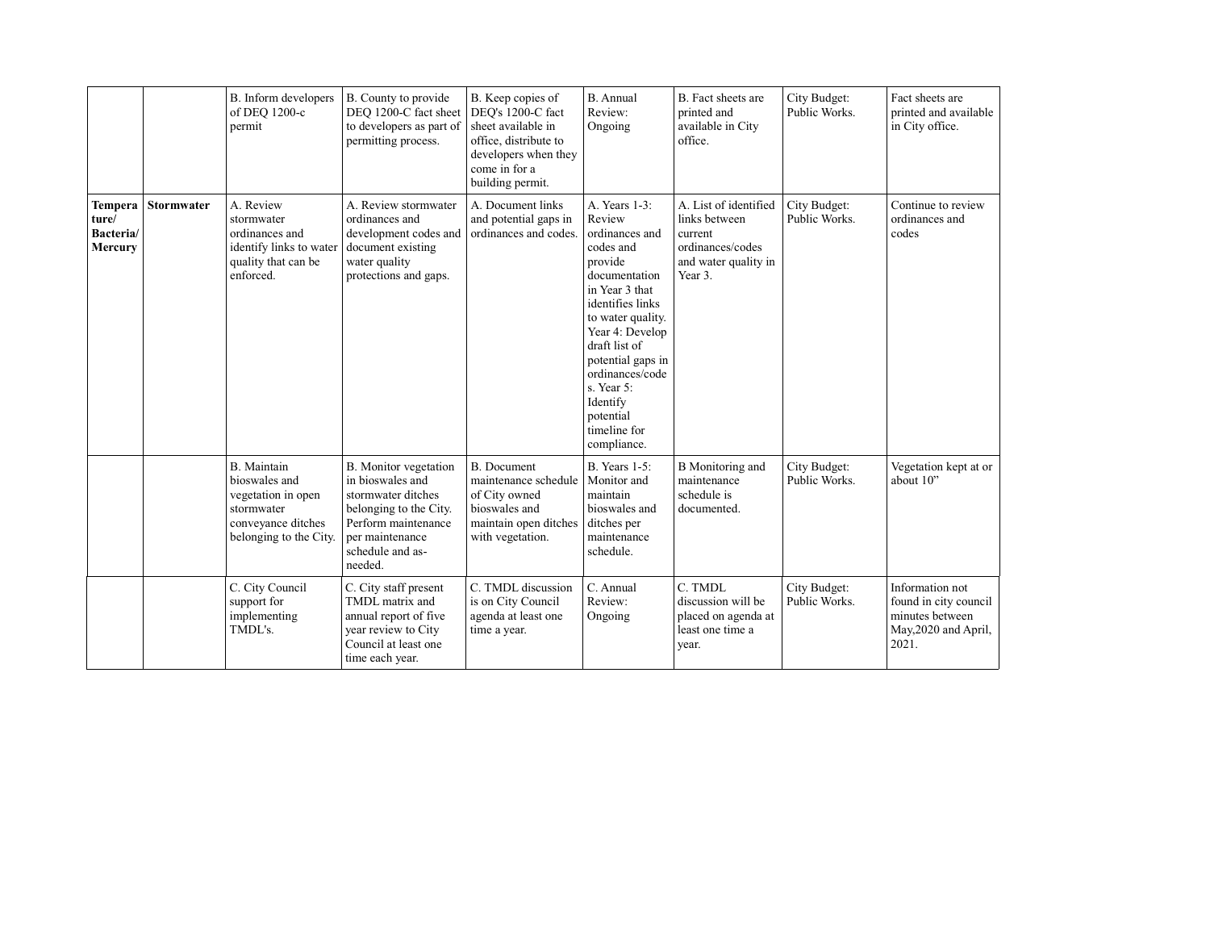| | | | | | | | | |
|---|---|---|---|---|---|---|---|---|
| | | B. Inform developers of DEQ 1200-c permit | B. County to provide DEQ 1200-C fact sheet to developers as part of permitting process. | B. Keep copies of DEQ's 1200-C fact sheet available in office, distribute to developers when they come in for a building permit. | B. Annual Review: Ongoing | B. Fact sheets are printed and available in City office. | City Budget: Public Works. | Fact sheets are printed and available in City office. |
| **Temperature/ Bacteria/ Mercury** | **Stormwater** | A. Review stormwater ordinances and identify links to water quality that can be enforced. | A. Review stormwater ordinances and development codes and document existing water quality protections and gaps. | A. Document links and potential gaps in ordinances and codes. | A. Years 1-3: Review ordinances and codes and provide documentation in Year 3 that identifies links to water quality. Year 4: Develop draft list of potential gaps in ordinances/codes. Year 5: Identify potential timeline for compliance. | A. List of identified links between current ordinances/codes and water quality in Year 3. | City Budget: Public Works. | Continue to review ordinances and codes |
| | | B. Maintain bioswales and vegetation in open stormwater conveyance ditches belonging to the City. | B. Monitor vegetation in bioswales and stormwater ditches belonging to the City. Perform maintenance per maintenance schedule and as-needed. | B. Document maintenance schedule of City owned bioswales and maintain open ditches with vegetation. | B. Years 1-5: Monitor and maintain bioswales and ditches per maintenance schedule. | B Monitoring and maintenance schedule is documented. | City Budget: Public Works. | Vegetation kept at or about 10" |
| | | C. City Council support for implementing TMDL's. | C. City staff present TMDL matrix and annual report of five year review to City Council at least one time each year. | C. TMDL discussion is on City Council agenda at least one time a year. | C. Annual Review: Ongoing | C. TMDL discussion will be placed on agenda at least one time a year. | City Budget: Public Works. | Information not found in city council minutes between May,2020 and April, 2021. |